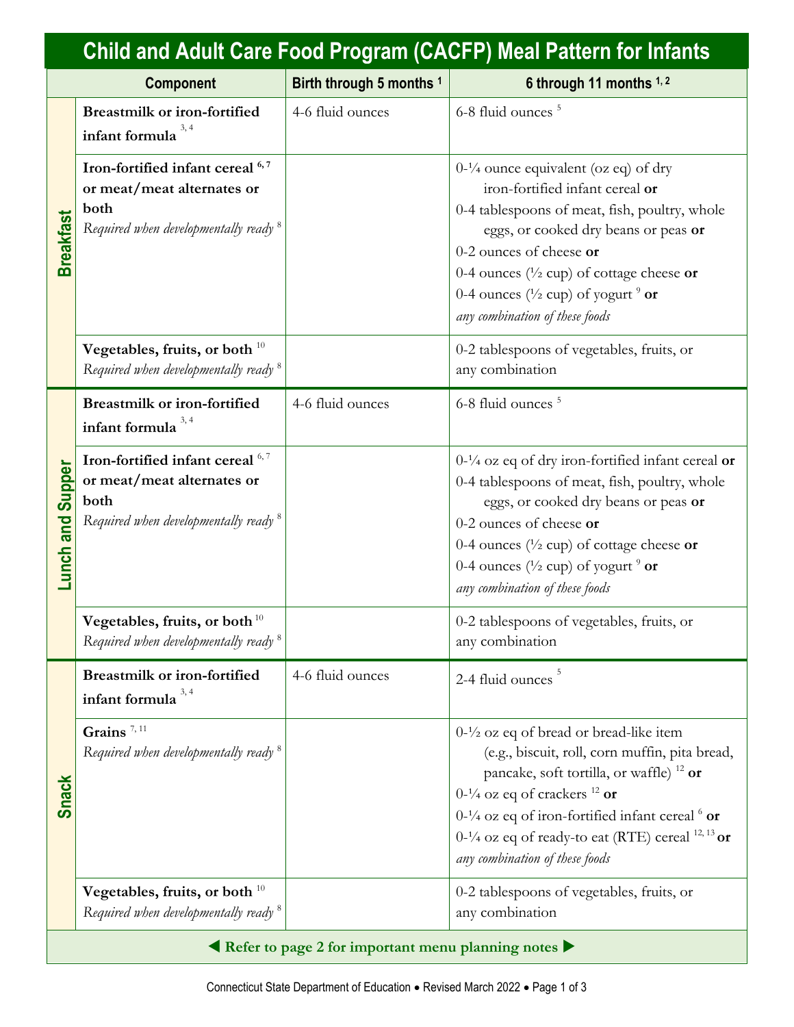# Child and Adult Care Food Program (CACFP) Meal Pattern for Infants

| | Component | Birth through 5 months [1] | 6 through 11 months [1, 2] |
|---|---|---|---|
| **Breakfast** | **Breastmilk or iron-fortified infant formula** [3, 4] | 4-6 fluid ounces | 6-8 fluid ounces [5] |
| | **Iron-fortified infant cereal** [6, 7] **or meat/meat alternates or both** *Required when developmentally ready* [8] | | 0-¼ ounce equivalent (oz eq) of dry iron-fortified infant cereal **or** 0-4 tablespoons of meat, fish, poultry, whole eggs, or cooked dry beans or peas **or** 0-2 ounces of cheese **or** 0-4 ounces (½ cup) of cottage cheese **or** 0-4 ounces (½ cup) of yogurt [9] **or** *any combination of these foods* |
| | **Vegetables, fruits, or both** [10] *Required when developmentally ready* [8] | | 0-2 tablespoons of vegetables, fruits, or any combination |
| **Lunch and Supper** | **Breastmilk or iron-fortified infant formula** [3, 4] | 4-6 fluid ounces | 6-8 fluid ounces [5] |
| | **Iron-fortified infant cereal** [6, 7] **or meat/meat alternates or both** *Required when developmentally ready* [8] | | 0-¼ oz eq of dry iron-fortified infant cereal **or** 0-4 tablespoons of meat, fish, poultry, whole eggs, or cooked dry beans or peas **or** 0-2 ounces of cheese **or** 0-4 ounces (½ cup) of cottage cheese **or** 0-4 ounces (½ cup) of yogurt [9] **or** *any combination of these foods* |
| | **Vegetables, fruits, or both** [10] *Required when developmentally ready* [8] | | 0-2 tablespoons of vegetables, fruits, or any combination |
| **Snack** | **Breastmilk or iron-fortified infant formula** [3, 4] | 4-6 fluid ounces | 2-4 fluid ounces [5] |
| | **Grains** [7, 11] *Required when developmentally ready* [8] | | 0-½ oz eq of bread or bread-like item (e.g., biscuit, roll, corn muffin, pita bread, pancake, soft tortilla, or waffle) [12] **or** 0-¼ oz eq of crackers [12] **or** 0-¼ oz eq of iron-fortified infant cereal [6] **or** 0-¼ oz eq of ready-to eat (RTE) cereal [12, 13] **or** *any combination of these foods* |
| | **Vegetables, fruits, or both** [10] *Required when developmentally ready* [8] | | 0-2 tablespoons of vegetables, fruits, or any combination |

◀ **Refer to page 2 for important menu planning notes** ▶

Connecticut State Department of Education • Revised March 2022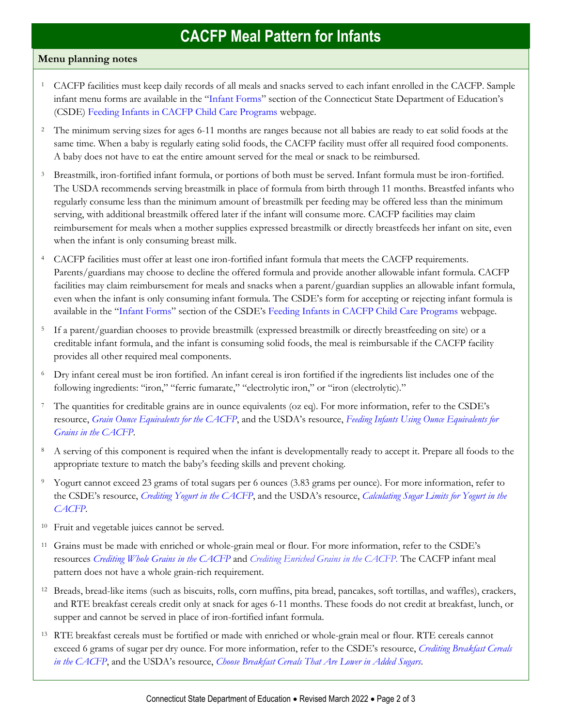# CACFP Meal Pattern for Infants

**Menu planning notes**

1. CACFP facilities must keep daily records of all meals and snacks served to each infant enrolled in the CACFP. Sample infant menu forms are available in the "Infant Forms" section of the Connecticut State Department of Education's (CSDE) Feeding Infants in CACFP Child Care Programs webpage.

2. The minimum serving sizes for ages 6-11 months are ranges because not all babies are ready to eat solid foods at the same time. When a baby is regularly eating solid foods, the CACFP facility must offer all required food components. A baby does not have to eat the entire amount served for the meal or snack to be reimbursed.

3. Breastmilk, iron-fortified infant formula, or portions of both must be served. Infant formula must be iron-fortified. The USDA recommends serving breastmilk in place of formula from birth through 11 months. Breastfed infants who regularly consume less than the minimum amount of breastmilk per feeding may be offered less than the minimum serving, with additional breastmilk offered later if the infant will consume more. CACFP facilities may claim reimbursement for meals when a mother supplies expressed breastmilk or directly breastfeeds her infant on site, even when the infant is only consuming breast milk.

4. CACFP facilities must offer at least one iron-fortified infant formula that meets the CACFP requirements. Parents/guardians may choose to decline the offered formula and provide another allowable infant formula. CACFP facilities may claim reimbursement for meals and snacks when a parent/guardian supplies an allowable infant formula, even when the infant is only consuming infant formula. The CSDE's form for accepting or rejecting infant formula is available in the "Infant Forms" section of the CSDE's Feeding Infants in CACFP Child Care Programs webpage.

5. If a parent/guardian chooses to provide breastmilk (expressed breastmilk or directly breastfeeding on site) or a creditable infant formula, and the infant is consuming solid foods, the meal is reimbursable if the CACFP facility provides all other required meal components.

6. Dry infant cereal must be iron fortified. An infant cereal is iron fortified if the ingredients list includes one of the following ingredients: "iron," "ferric fumarate," "electrolytic iron," or "iron (electrolytic)."

7. The quantities for creditable grains are in ounce equivalents (oz eq). For more information, refer to the CSDE's resource, *Grain Ounce Equivalents for the CACFP*, and the USDA's resource, *Feeding Infants Using Ounce Equivalents for Grains in the CACFP*.

8. A serving of this component is required when the infant is developmentally ready to accept it. Prepare all foods to the appropriate texture to match the baby's feeding skills and prevent choking.

9. Yogurt cannot exceed 23 grams of total sugars per 6 ounces (3.83 grams per ounce). For more information, refer to the CSDE's resource, *Crediting Yogurt in the CACFP*, and the USDA's resource, *Calculating Sugar Limits for Yogurt in the CACFP*.

10. Fruit and vegetable juices cannot be served.

11. Grains must be made with enriched or whole-grain meal or flour. For more information, refer to the CSDE's resources *Crediting Whole Grains in the CACFP* and *Crediting Enriched Grains in the CACFP.* The CACFP infant meal pattern does not have a whole grain-rich requirement.

12. Breads, bread-like items (such as biscuits, rolls, corn muffins, pita bread, pancakes, soft tortillas, and waffles), crackers, and RTE breakfast cereals credit only at snack for ages 6-11 months. These foods do not credit at breakfast, lunch, or supper and cannot be served in place of iron-fortified infant formula.

13. RTE breakfast cereals must be fortified or made with enriched or whole-grain meal or flour. RTE cereals cannot exceed 6 grams of sugar per dry ounce. For more information, refer to the CSDE's resource, *Crediting Breakfast Cereals in the CACFP*, and the USDA's resource, *Choose Breakfast Cereals That Are Lower in Added Sugars*.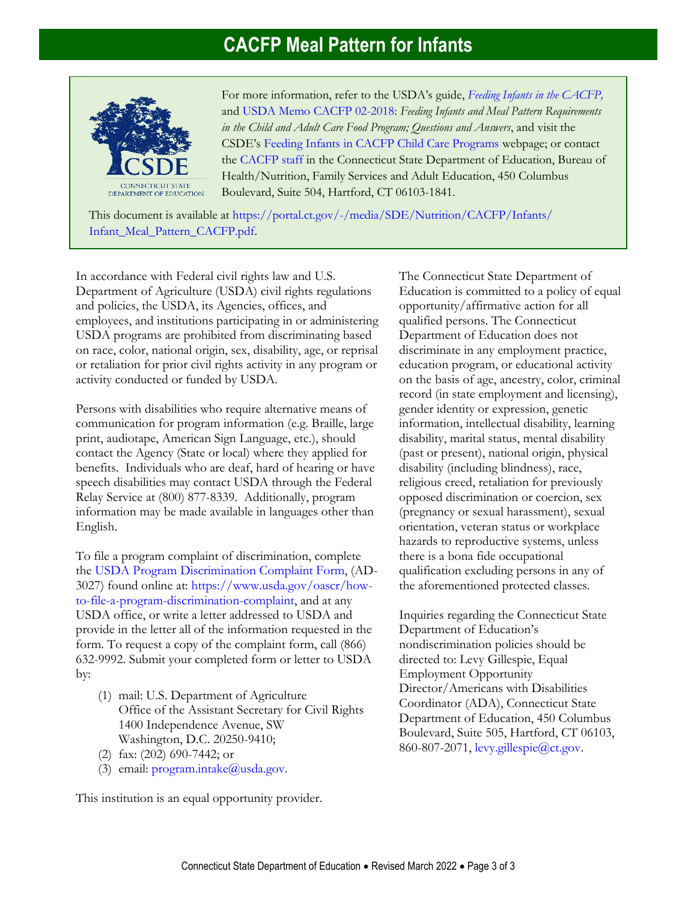# CACFP Meal Pattern for Infants

For more information, refer to the USDA's guide, *Feeding Infants in the CACFP,* and USDA Memo CACFP 02-2018: *Feeding Infants and Meal Pattern Requirements in the Child and Adult Care Food Program; Questions and Answers*, and visit the CSDE's Feeding Infants in CACFP Child Care Programs webpage; or contact the CACFP staff in the Connecticut State Department of Education, Bureau of Health/Nutrition, Family Services and Adult Education, 450 Columbus Boulevard, Suite 504, Hartford, CT 06103-1841.

This document is available at https://portal.ct.gov/-/media/SDE/Nutrition/CACFP/Infants/Infant_Meal_Pattern_CACFP.pdf.

In accordance with Federal civil rights law and U.S. Department of Agriculture (USDA) civil rights regulations and policies, the USDA, its Agencies, offices, and employees, and institutions participating in or administering USDA programs are prohibited from discriminating based on race, color, national origin, sex, disability, age, or reprisal or retaliation for prior civil rights activity in any program or activity conducted or funded by USDA.

Persons with disabilities who require alternative means of communication for program information (e.g. Braille, large print, audiotape, American Sign Language, etc.), should contact the Agency (State or local) where they applied for benefits. Individuals who are deaf, hard of hearing or have speech disabilities may contact USDA through the Federal Relay Service at (800) 877-8339. Additionally, program information may be made available in languages other than English.

To file a program complaint of discrimination, complete the USDA Program Discrimination Complaint Form, (AD-3027) found online at: https://www.usda.gov/oascr/how-to-file-a-program-discrimination-complaint, and at any USDA office, or write a letter addressed to USDA and provide in the letter all of the information requested in the form. To request a copy of the complaint form, call (866) 632-9992. Submit your completed form or letter to USDA by:

(1) mail: U.S. Department of Agriculture
Office of the Assistant Secretary for Civil Rights
1400 Independence Avenue, SW
Washington, D.C. 20250-9410;
(2) fax: (202) 690-7442; or
(3) email: program.intake@usda.gov.

This institution is an equal opportunity provider.

The Connecticut State Department of Education is committed to a policy of equal opportunity/affirmative action for all qualified persons. The Connecticut Department of Education does not discriminate in any employment practice, education program, or educational activity on the basis of age, ancestry, color, criminal record (in state employment and licensing), gender identity or expression, genetic information, intellectual disability, learning disability, marital status, mental disability (past or present), national origin, physical disability (including blindness), race, religious creed, retaliation for previously opposed discrimination or coercion, sex (pregnancy or sexual harassment), sexual orientation, veteran status or workplace hazards to reproductive systems, unless there is a bona fide occupational qualification excluding persons in any of the aforementioned protected classes.

Inquiries regarding the Connecticut State Department of Education's nondiscrimination policies should be directed to: Levy Gillespie, Equal Employment Opportunity Director/Americans with Disabilities Coordinator (ADA), Connecticut State Department of Education, 450 Columbus Boulevard, Suite 505, Hartford, CT 06103, 860-807-2071, levy.gillespie@ct.gov.